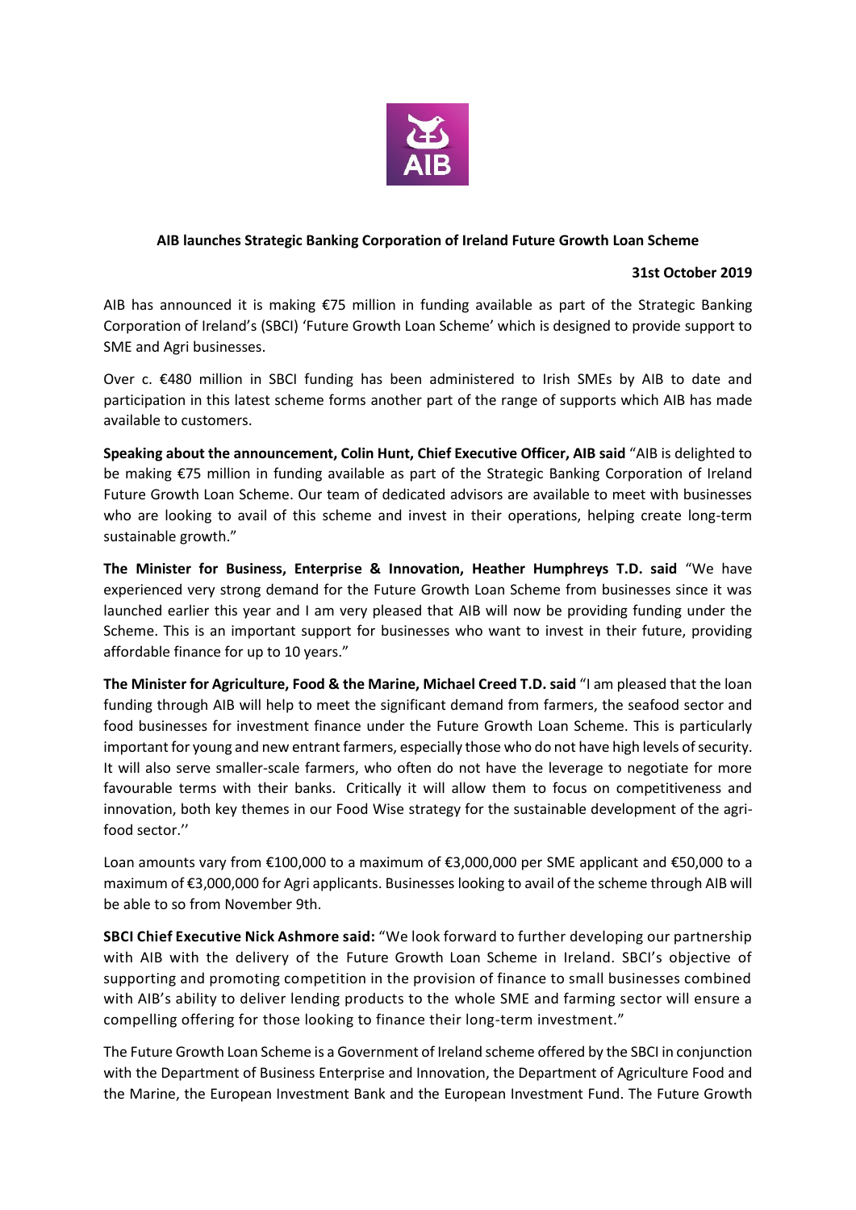**AIB launches Strategic Banking Corporation of Ireland Future Growth Loan Scheme**

**31st October 2019**

AIB has announced it is making €75 million in funding available as part of the Strategic Banking Corporation of Ireland's (SBCI) 'Future Growth Loan Scheme' which is designed to provide support to SME and Agri businesses.

Over c. €480 million in SBCI funding has been administered to Irish SMEs by AIB to date and participation in this latest scheme forms another part of the range of supports which AIB has made available to customers.

**Speaking about the announcement, Colin Hunt, Chief Executive Officer, AIB said** "AIB is delighted to be making €75 million in funding available as part of the Strategic Banking Corporation of Ireland Future Growth Loan Scheme. Our team of dedicated advisors are available to meet with businesses who are looking to avail of this scheme and invest in their operations, helping create long-term sustainable growth."

**The Minister for Business, Enterprise & Innovation, Heather Humphreys T.D. said** "We have experienced very strong demand for the Future Growth Loan Scheme from businesses since it was launched earlier this year and I am very pleased that AIB will now be providing funding under the Scheme. This is an important support for businesses who want to invest in their future, providing affordable finance for up to 10 years."

**The Minister for Agriculture, Food & the Marine, Michael Creed T.D. said** "I am pleased that the loan funding through AIB will help to meet the significant demand from farmers, the seafood sector and food businesses for investment finance under the Future Growth Loan Scheme. This is particularly important for young and new entrant farmers, especially those who do not have high levels of security. It will also serve smaller-scale farmers, who often do not have the leverage to negotiate for more favourable terms with their banks. Critically it will allow them to focus on competitiveness and innovation, both key themes in our Food Wise strategy for the sustainable development of the agri-food sector.''

Loan amounts vary from €100,000 to a maximum of €3,000,000 per SME applicant and €50,000 to a maximum of €3,000,000 for Agri applicants. Businesses looking to avail of the scheme through AIB will be able to so from November 9th.

**SBCI Chief Executive Nick Ashmore said:** "We look forward to further developing our partnership with AIB with the delivery of the Future Growth Loan Scheme in Ireland. SBCI's objective of supporting and promoting competition in the provision of finance to small businesses combined with AIB's ability to deliver lending products to the whole SME and farming sector will ensure a compelling offering for those looking to finance their long-term investment."

The Future Growth Loan Scheme is a Government of Ireland scheme offered by the SBCI in conjunction with the Department of Business Enterprise and Innovation, the Department of Agriculture Food and the Marine, the European Investment Bank and the European Investment Fund. The Future Growth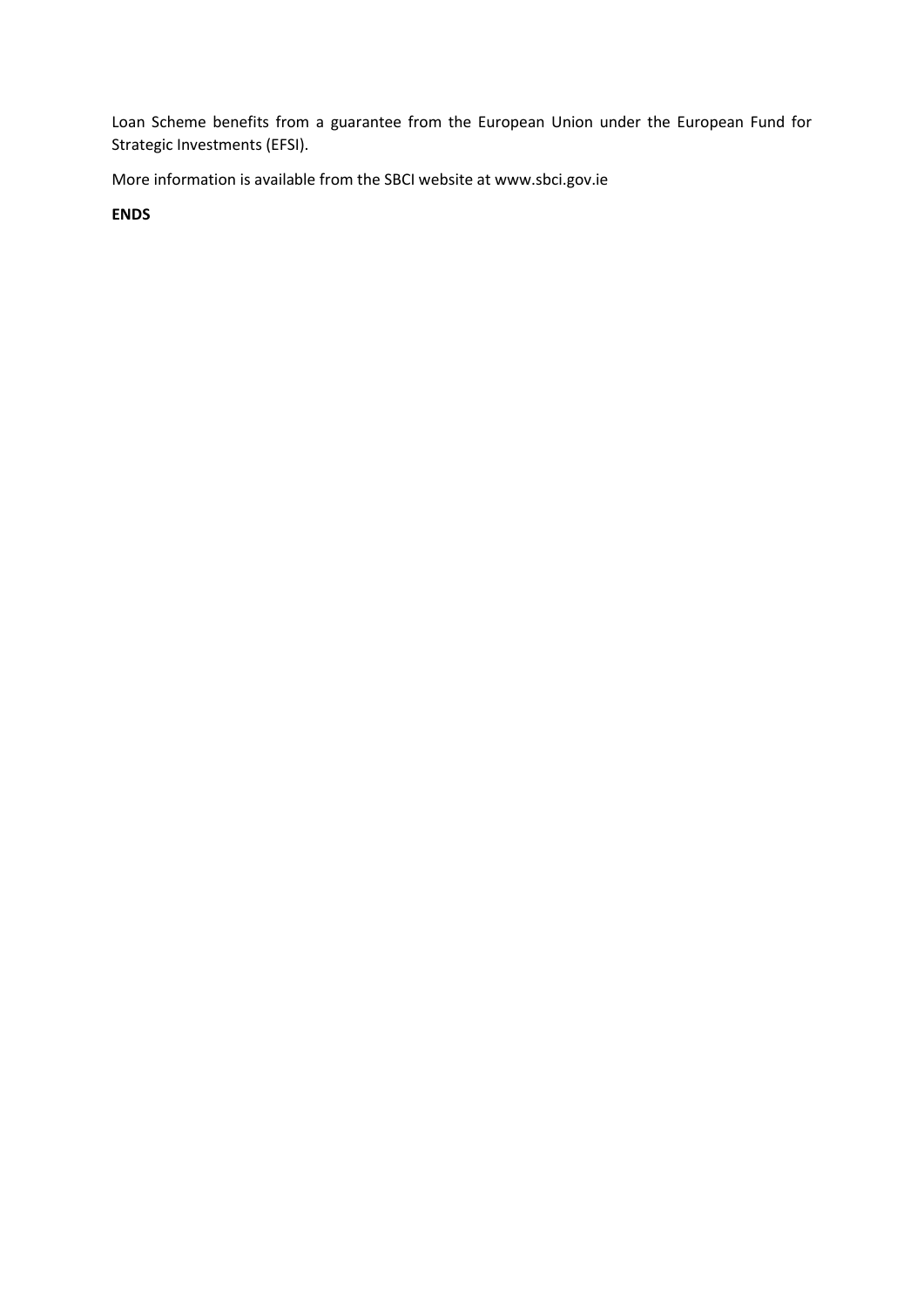Loan Scheme benefits from a guarantee from the European Union under the European Fund for Strategic Investments (EFSI).

More information is available from the SBCI website at www.sbci.gov.ie

**ENDS**